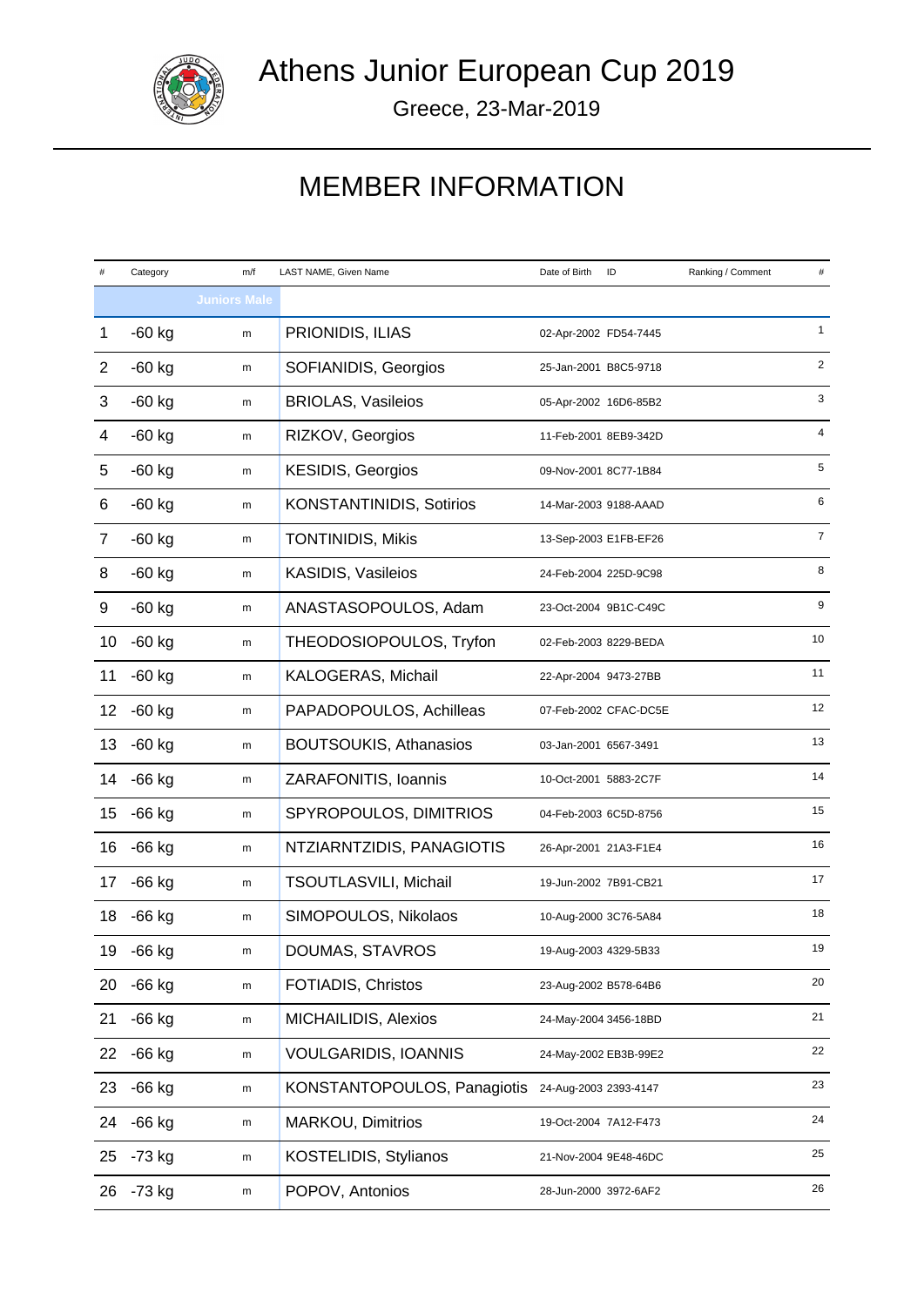# Athens Junior European Cup 2019

Greece, 23-Mar-2019

## MEMBER INFORMATION

| # | Category | m/f | LAST NAME, Given Name | Date of Birth | ID | Ranking / Comment | # |
|---|---|---|---|---|---|---|---|
| | | Juniors Male | | | | | |
| 1 | -60 kg | m | PRIONIDIS, ILIAS | 02-Apr-2002 | FD54-7445 | | 1 |
| 2 | -60 kg | m | SOFIANIDIS, Georgios | 25-Jan-2001 | B8C5-9718 | | 2 |
| 3 | -60 kg | m | BRIOLAS, Vasileios | 05-Apr-2002 | 16D6-85B2 | | 3 |
| 4 | -60 kg | m | RIZKOV, Georgios | 11-Feb-2001 | 8EB9-342D | | 4 |
| 5 | -60 kg | m | KESIDIS, Georgios | 09-Nov-2001 | 8C77-1B84 | | 5 |
| 6 | -60 kg | m | KONSTANTINIDIS, Sotirios | 14-Mar-2003 | 9188-AAAD | | 6 |
| 7 | -60 kg | m | TONTINIDIS, Mikis | 13-Sep-2003 | E1FB-EF26 | | 7 |
| 8 | -60 kg | m | KASIDIS, Vasileios | 24-Feb-2004 | 225D-9C98 | | 8 |
| 9 | -60 kg | m | ANASTASOPOULOS, Adam | 23-Oct-2004 | 9B1C-C49C | | 9 |
| 10 | -60 kg | m | THEODOSIOPOULOS, Tryfon | 02-Feb-2003 | 8229-BEDA | | 10 |
| 11 | -60 kg | m | KALOGERAS, Michail | 22-Apr-2004 | 9473-27BB | | 11 |
| 12 | -60 kg | m | PAPADOPOULOS, Achilleas | 07-Feb-2002 | CFAC-DC5E | | 12 |
| 13 | -60 kg | m | BOUTSOUKIS, Athanasios | 03-Jan-2001 | 6567-3491 | | 13 |
| 14 | -66 kg | m | ZARAFONITIS, Ioannis | 10-Oct-2001 | 5883-2C7F | | 14 |
| 15 | -66 kg | m | SPYROPOULOS, DIMITRIOS | 04-Feb-2003 | 6C5D-8756 | | 15 |
| 16 | -66 kg | m | NTZIARNTZIDIS, PANAGIOTIS | 26-Apr-2001 | 21A3-F1E4 | | 16 |
| 17 | -66 kg | m | TSOUTLASVILI, Michail | 19-Jun-2002 | 7B91-CB21 | | 17 |
| 18 | -66 kg | m | SIMOPOULOS, Nikolaos | 10-Aug-2000 | 3C76-5A84 | | 18 |
| 19 | -66 kg | m | DOUMAS, STAVROS | 19-Aug-2003 | 4329-5B33 | | 19 |
| 20 | -66 kg | m | FOTIADIS, Christos | 23-Aug-2002 | B578-64B6 | | 20 |
| 21 | -66 kg | m | MICHAILIDIS, Alexios | 24-May-2004 | 3456-18BD | | 21 |
| 22 | -66 kg | m | VOULGARIDIS, IOANNIS | 24-May-2002 | EB3B-99E2 | | 22 |
| 23 | -66 kg | m | KONSTANTOPOULOS, Panagiotis | 24-Aug-2003 | 2393-4147 | | 23 |
| 24 | -66 kg | m | MARKOU, Dimitrios | 19-Oct-2004 | 7A12-F473 | | 24 |
| 25 | -73 kg | m | KOSTELIDIS, Stylianos | 21-Nov-2004 | 9E48-46DC | | 25 |
| 26 | -73 kg | m | POPOV, Antonios | 28-Jun-2000 | 3972-6AF2 | | 26 |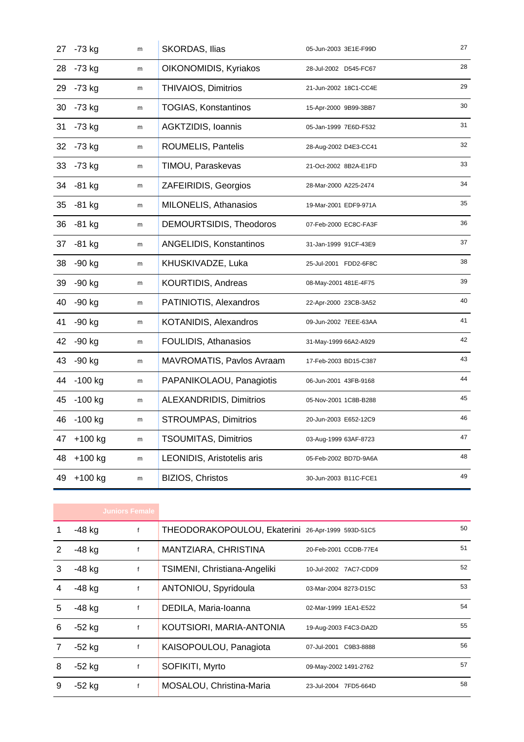| | | | | | | |
|---|---|---|---|---|---|---|
| 27 | -73 kg | m | SKORDAS, Ilias | 05-Jun-2003 | 3E1E-F99D | 27 |
| 28 | -73 kg | m | OIKONOMIDIS, Kyriakos | 28-Jul-2002 | D545-FC67 | 28 |
| 29 | -73 kg | m | THIVAIOS, Dimitrios | 21-Jun-2002 | 18C1-CC4E | 29 |
| 30 | -73 kg | m | TOGIAS, Konstantinos | 15-Apr-2000 | 9B99-3BB7 | 30 |
| 31 | -73 kg | m | AGKTZIDIS, Ioannis | 05-Jan-1999 | 7E6D-F532 | 31 |
| 32 | -73 kg | m | ROUMELIS, Pantelis | 28-Aug-2002 | D4E3-CC41 | 32 |
| 33 | -73 kg | m | TIMOU, Paraskevas | 21-Oct-2002 | 8B2A-E1FD | 33 |
| 34 | -81 kg | m | ZAFEIRIDIS, Georgios | 28-Mar-2000 | A225-2474 | 34 |
| 35 | -81 kg | m | MILONELIS, Athanasios | 19-Mar-2001 | EDF9-971A | 35 |
| 36 | -81 kg | m | DEMOURTSIDIS, Theodoros | 07-Feb-2000 | EC8C-FA3F | 36 |
| 37 | -81 kg | m | ANGELIDIS, Konstantinos | 31-Jan-1999 | 91CF-43E9 | 37 |
| 38 | -90 kg | m | KHUSKIVADZE, Luka | 25-Jul-2001 | FDD2-6F8C | 38 |
| 39 | -90 kg | m | KOURTIDIS, Andreas | 08-May-2001 | 481E-4F75 | 39 |
| 40 | -90 kg | m | PATINIOTIS, Alexandros | 22-Apr-2000 | 23CB-3A52 | 40 |
| 41 | -90 kg | m | KOTANIDIS, Alexandros | 09-Jun-2002 | 7EEE-63AA | 41 |
| 42 | -90 kg | m | FOULIDIS, Athanasios | 31-May-1999 | 66A2-A929 | 42 |
| 43 | -90 kg | m | MAVROMATIS, Pavlos Avraam | 17-Feb-2003 | BD15-C387 | 43 |
| 44 | -100 kg | m | PAPANIKOLAOU, Panagiotis | 06-Jun-2001 | 43FB-9168 | 44 |
| 45 | -100 kg | m | ALEXANDRIDIS, Dimitrios | 05-Nov-2001 | 1C8B-B288 | 45 |
| 46 | -100 kg | m | STROUMPAS, Dimitrios | 20-Jun-2003 | E652-12C9 | 46 |
| 47 | +100 kg | m | TSOUMITAS, Dimitrios | 03-Aug-1999 | 63AF-8723 | 47 |
| 48 | +100 kg | m | LEONIDIS, Aristotelis aris | 05-Feb-2002 | BD7D-9A6A | 48 |
| 49 | +100 kg | m | BIZIOS, Christos | 30-Jun-2003 | B11C-FCE1 | 49 |

**Juniors Female**

| | | | | | | |
|---|---|---|---|---|---|---|
| 1 | -48 kg | f | THEODORAKOPOULOU, Ekaterini | 26-Apr-1999 | 593D-51C5 | 50 |
| 2 | -48 kg | f | MANTZIARA, CHRISTINA | 20-Feb-2001 | CCDB-77E4 | 51 |
| 3 | -48 kg | f | TSIMENI, Christiana-Angeliki | 10-Jul-2002 | 7AC7-CDD9 | 52 |
| 4 | -48 kg | f | ANTONIOU, Spyridoula | 03-Mar-2004 | 8273-D15C | 53 |
| 5 | -48 kg | f | DEDILA, Maria-Ioanna | 02-Mar-1999 | 1EA1-E522 | 54 |
| 6 | -52 kg | f | KOUTSIORI, MARIA-ANTONIA | 19-Aug-2003 | F4C3-DA2D | 55 |
| 7 | -52 kg | f | KAISOPOULOU, Panagiota | 07-Jul-2001 | C9B3-8888 | 56 |
| 8 | -52 kg | f | SOFIKITI, Myrto | 09-May-2002 | 1491-2762 | 57 |
| 9 | -52 kg | f | MOSALOU, Christina-Maria | 23-Jul-2004 | 7FD5-664D | 58 |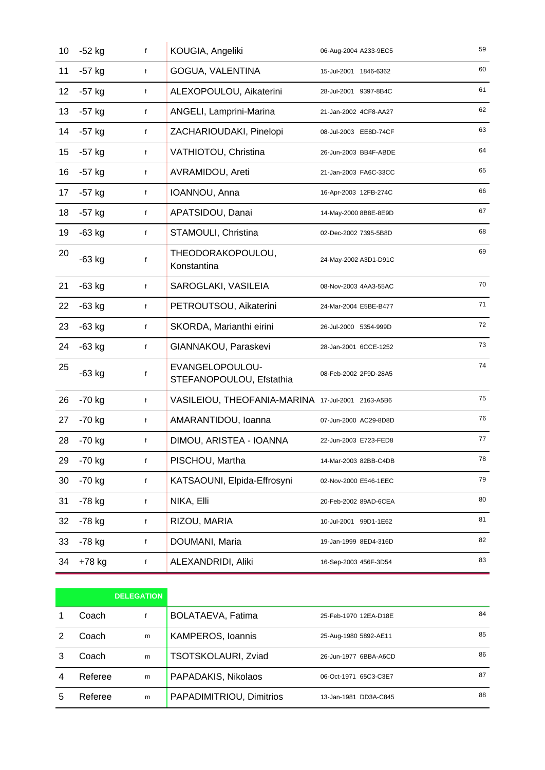| | | | | | | |
|---|---|---|---|---|---|---|
| 10 | -52 kg | f | KOUGIA, Angeliki | 06-Aug-2004 | A233-9EC5 | 59 |
| 11 | -57 kg | f | GOGUA, VALENTINA | 15-Jul-2001 | 1846-6362 | 60 |
| 12 | -57 kg | f | ALEXOPOULOU, Aikaterini | 28-Jul-2001 | 9397-8B4C | 61 |
| 13 | -57 kg | f | ANGELI, Lamprini-Marina | 21-Jan-2002 | 4CF8-AA27 | 62 |
| 14 | -57 kg | f | ZACHARIOUDAKI, Pinelopi | 08-Jul-2003 | EE8D-74CF | 63 |
| 15 | -57 kg | f | VATHIOTOU, Christina | 26-Jun-2003 | BB4F-ABDE | 64 |
| 16 | -57 kg | f | AVRAMIDOU, Areti | 21-Jan-2003 | FA6C-33CC | 65 |
| 17 | -57 kg | f | IOANNOU, Anna | 16-Apr-2003 | 12FB-274C | 66 |
| 18 | -57 kg | f | APATSIDOU, Danai | 14-May-2000 | 8B8E-8E9D | 67 |
| 19 | -63 kg | f | STAMOULI, Christina | 02-Dec-2002 | 7395-5B8D | 68 |
| 20 | -63 kg | f | THEODORAKOPOULOU, Konstantina | 24-May-2002 | A3D1-D91C | 69 |
| 21 | -63 kg | f | SAROGLAKI, VASILEIA | 08-Nov-2003 | 4AA3-55AC | 70 |
| 22 | -63 kg | f | PETROUTSOU, Aikaterini | 24-Mar-2004 | E5BE-B477 | 71 |
| 23 | -63 kg | f | SKORDA, Marianthi eirini | 26-Jul-2000 | 5354-999D | 72 |
| 24 | -63 kg | f | GIANNAKOU, Paraskevi | 28-Jan-2001 | 6CCE-1252 | 73 |
| 25 | -63 kg | f | EVANGELOPOULOU-STEFANOPOULOU, Efstathia | 08-Feb-2002 | 2F9D-28A5 | 74 |
| 26 | -70 kg | f | VASILEIOU, THEOFANIA-MARINA | 17-Jul-2001 | 2163-A5B6 | 75 |
| 27 | -70 kg | f | AMARANTIDOU, Ioanna | 07-Jun-2000 | AC29-8D8D | 76 |
| 28 | -70 kg | f | DIMOU, ARISTEA - IOANNA | 22-Jun-2003 | E723-FED8 | 77 |
| 29 | -70 kg | f | PISCHOU, Martha | 14-Mar-2003 | 82BB-C4DB | 78 |
| 30 | -70 kg | f | KATSAOUNI, Elpida-Effrosyni | 02-Nov-2000 | E546-1EEC | 79 |
| 31 | -78 kg | f | NIKA, Elli | 20-Feb-2002 | 89AD-6CEA | 80 |
| 32 | -78 kg | f | RIZOU, MARIA | 10-Jul-2001 | 99D1-1E62 | 81 |
| 33 | -78 kg | f | DOUMANI, Maria | 19-Jan-1999 | 8ED4-316D | 82 |
| 34 | +78 kg | f | ALEXANDRIDI, Aliki | 16-Sep-2003 | 456F-3D54 | 83 |

| | DELEGATION | | | | | |
|---|---|---|---|---|---|---|
| 1 | Coach | f | BOLATAEVA, Fatima | 25-Feb-1970 | 12EA-D18E | 84 |
| 2 | Coach | m | KAMPEROS, Ioannis | 25-Aug-1980 | 5892-AE11 | 85 |
| 3 | Coach | m | TSOTSKOLAURI, Zviad | 26-Jun-1977 | 6BBA-A6CD | 86 |
| 4 | Referee | m | PAPADAKIS, Nikolaos | 06-Oct-1971 | 65C3-C3E7 | 87 |
| 5 | Referee | m | PAPADIMITRIOU, Dimitrios | 13-Jan-1981 | DD3A-C845 | 88 |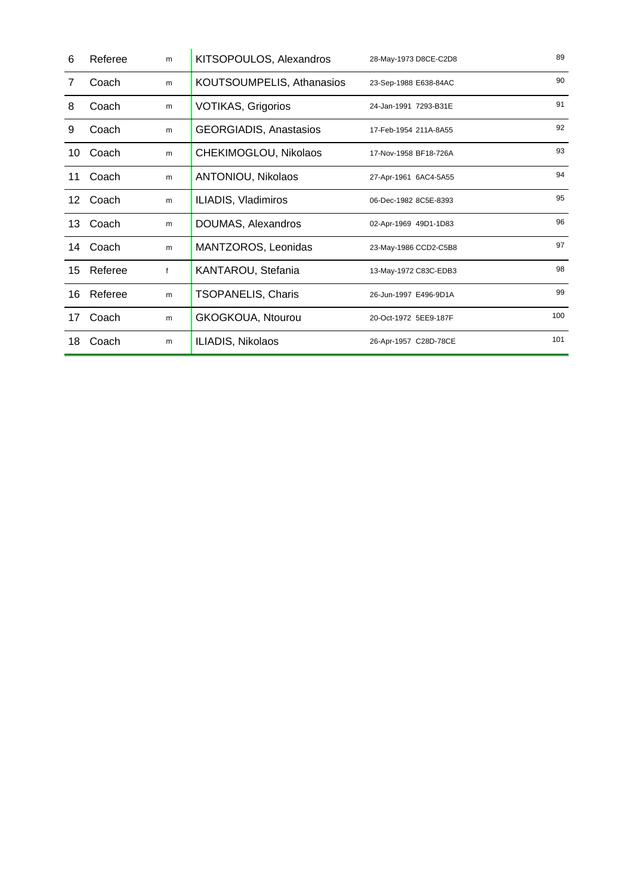| | | | | | |
|---|---|---|---|---|---|
| 6 | Referee | m | KITSOPOULOS, Alexandros | 28-May-1973 D8CE-C2D8 | 89 |
| 7 | Coach | m | KOUTSOUMPELIS, Athanasios | 23-Sep-1988 E638-84AC | 90 |
| 8 | Coach | m | VOTIKAS, Grigorios | 24-Jan-1991 7293-B31E | 91 |
| 9 | Coach | m | GEORGIADIS, Anastasios | 17-Feb-1954 211A-8A55 | 92 |
| 10 | Coach | m | CHEKIMOGLOU, Nikolaos | 17-Nov-1958 BF18-726A | 93 |
| 11 | Coach | m | ANTONIOU, Nikolaos | 27-Apr-1961 6AC4-5A55 | 94 |
| 12 | Coach | m | ILIADIS, Vladimiros | 06-Dec-1982 8C5E-8393 | 95 |
| 13 | Coach | m | DOUMAS, Alexandros | 02-Apr-1969 49D1-1D83 | 96 |
| 14 | Coach | m | MANTZOROS, Leonidas | 23-May-1986 CCD2-C5B8 | 97 |
| 15 | Referee | f | KANTAROU, Stefania | 13-May-1972 C83C-EDB3 | 98 |
| 16 | Referee | m | TSOPANELIS, Charis | 26-Jun-1997 E496-9D1A | 99 |
| 17 | Coach | m | GKOGKOUA, Ntourou | 20-Oct-1972 5EE9-187F | 100 |
| 18 | Coach | m | ILIADIS, Nikolaos | 26-Apr-1957 C28D-78CE | 101 |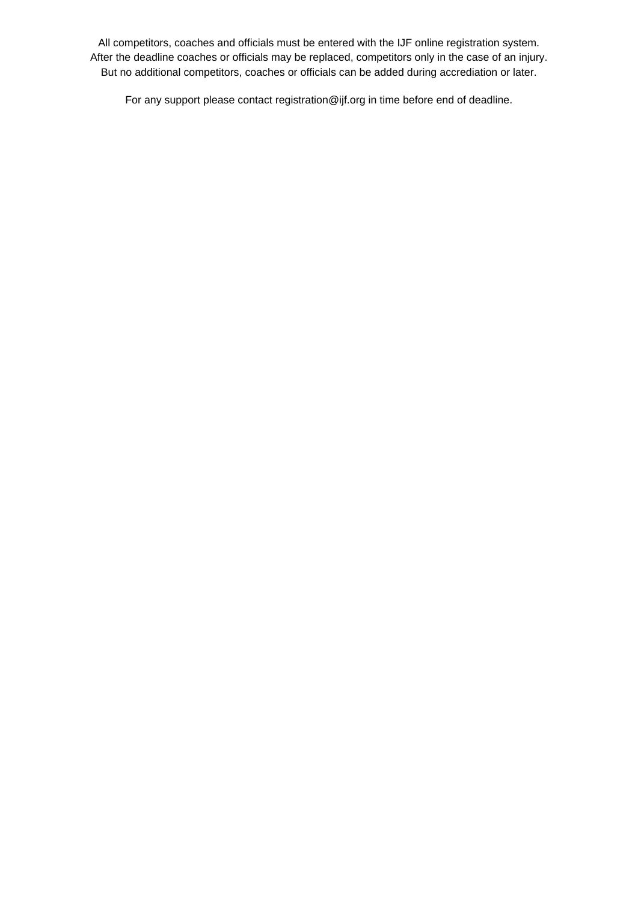All competitors, coaches and officials must be entered with the IJF online registration system.
After the deadline coaches or officials may be replaced, competitors only in the case of an injury.
But no additional competitors, coaches or officials can be added during accrediation or later.

For any support please contact registration@ijf.org in time before end of deadline.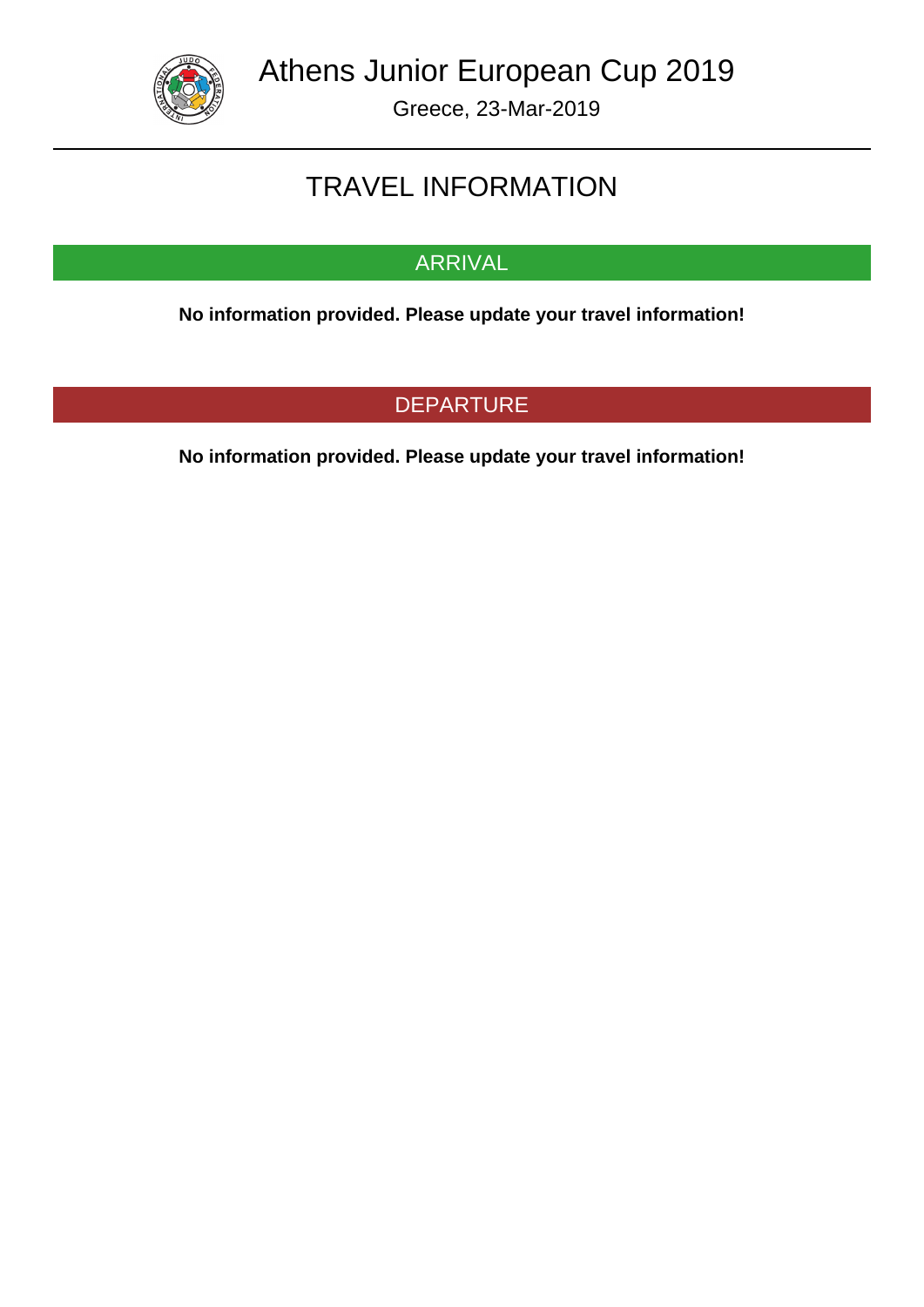# Athens Junior European Cup 2019

Greece, 23-Mar-2019

## TRAVEL INFORMATION

### ARRIVAL

**No information provided. Please update your travel information!**

### DEPARTURE

**No information provided. Please update your travel information!**